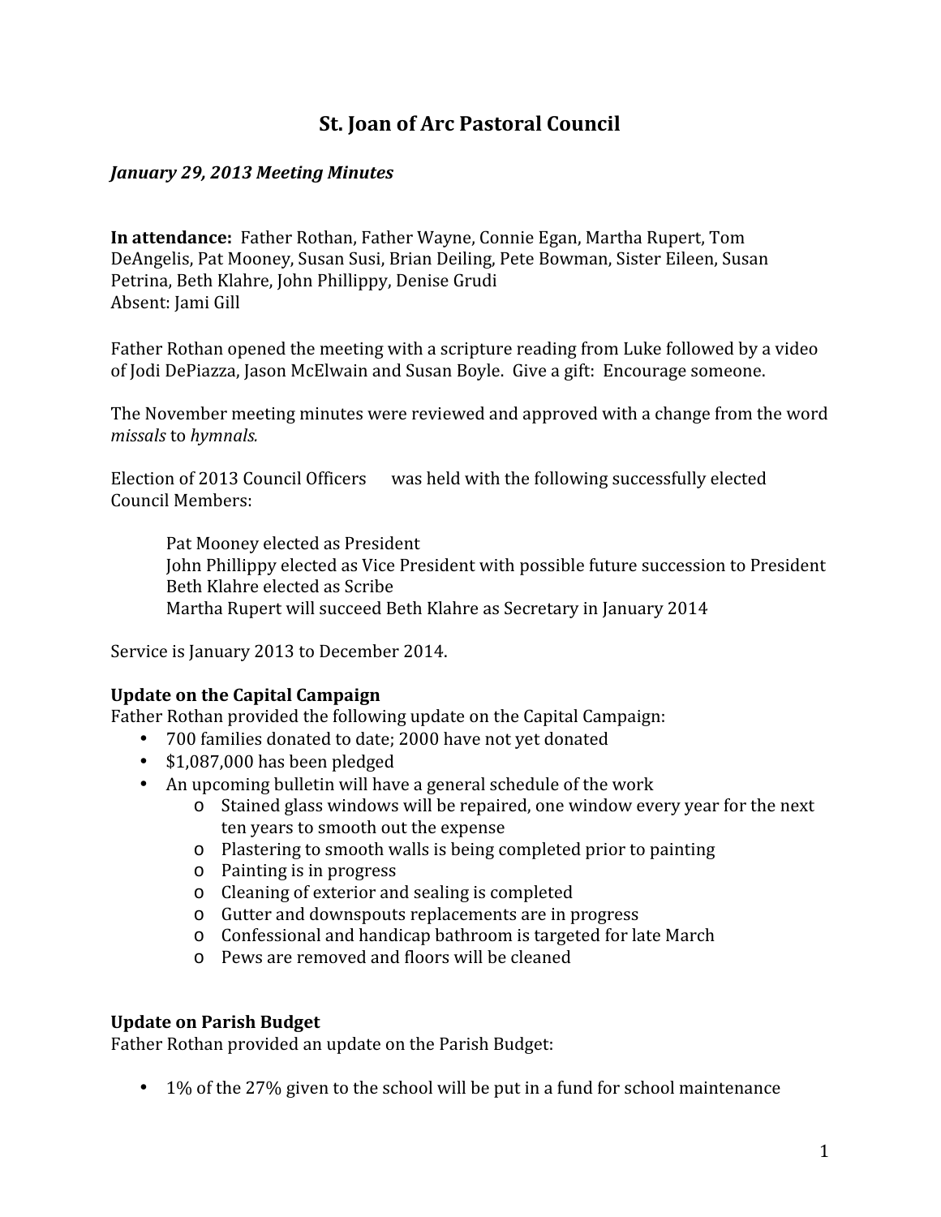# St. Joan of Arc Pastoral Council

***January 29, 2013 Meeting Minutes***

**In attendance:** Father Rothan, Father Wayne, Connie Egan, Martha Rupert, Tom DeAngelis, Pat Mooney, Susan Susi, Brian Deiling, Pete Bowman, Sister Eileen, Susan Petrina, Beth Klahre, John Phillippy, Denise Grudi
Absent: Jami Gill

Father Rothan opened the meeting with a scripture reading from Luke followed by a video of Jodi DePiazza, Jason McElwain and Susan Boyle. Give a gift: Encourage someone.

The November meeting minutes were reviewed and approved with a change from the word *missals* to *hymnals.*

Election of 2013 Council Officers was held with the following successfully elected Council Members:

Pat Mooney elected as President
John Phillippy elected as Vice President with possible future succession to President
Beth Klahre elected as Scribe
Martha Rupert will succeed Beth Klahre as Secretary in January 2014

Service is January 2013 to December 2014.

**Update on the Capital Campaign**
Father Rothan provided the following update on the Capital Campaign:

- 700 families donated to date; 2000 have not yet donated
- $1,087,000 has been pledged
- An upcoming bulletin will have a general schedule of the work
  - Stained glass windows will be repaired, one window every year for the next ten years to smooth out the expense
  - Plastering to smooth walls is being completed prior to painting
  - Painting is in progress
  - Cleaning of exterior and sealing is completed
  - Gutter and downspouts replacements are in progress
  - Confessional and handicap bathroom is targeted for late March
  - Pews are removed and floors will be cleaned

**Update on Parish Budget**
Father Rothan provided an update on the Parish Budget:

- 1% of the 27% given to the school will be put in a fund for school maintenance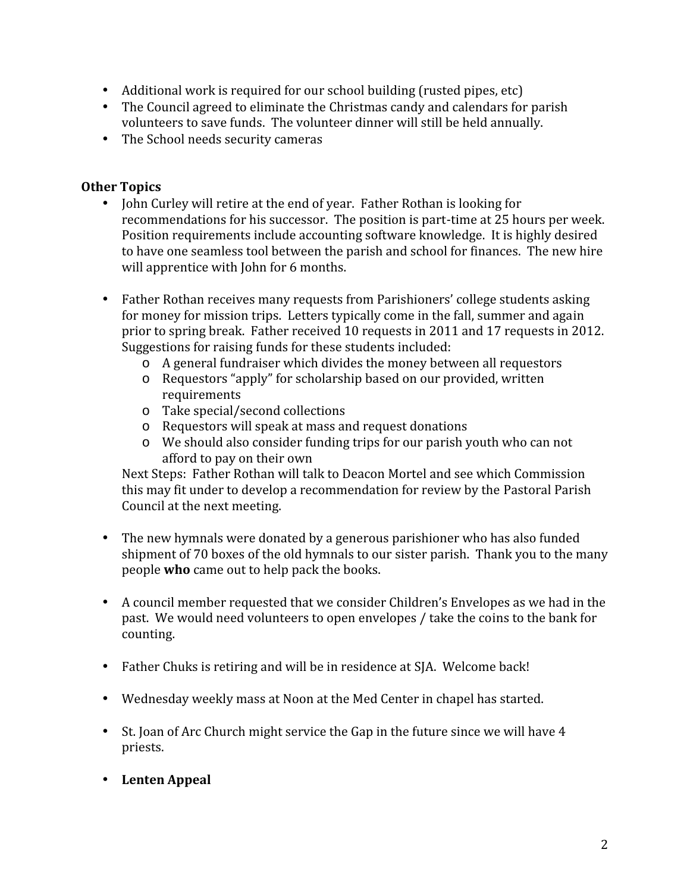- Additional work is required for our school building (rusted pipes, etc)
- The Council agreed to eliminate the Christmas candy and calendars for parish volunteers to save funds. The volunteer dinner will still be held annually.
- The School needs security cameras

**Other Topics**

- John Curley will retire at the end of year. Father Rothan is looking for recommendations for his successor. The position is part-time at 25 hours per week. Position requirements include accounting software knowledge. It is highly desired to have one seamless tool between the parish and school for finances. The new hire will apprentice with John for 6 months.

- Father Rothan receives many requests from Parishioners' college students asking for money for mission trips. Letters typically come in the fall, summer and again prior to spring break. Father received 10 requests in 2011 and 17 requests in 2012. Suggestions for raising funds for these students included:
  - A general fundraiser which divides the money between all requestors
  - Requestors "apply" for scholarship based on our provided, written requirements
  - Take special/second collections
  - Requestors will speak at mass and request donations
  - We should also consider funding trips for our parish youth who can not afford to pay on their own

  Next Steps: Father Rothan will talk to Deacon Mortel and see which Commission this may fit under to develop a recommendation for review by the Pastoral Parish Council at the next meeting.

- The new hymnals were donated by a generous parishioner who has also funded shipment of 70 boxes of the old hymnals to our sister parish. Thank you to the many people **who** came out to help pack the books.

- A council member requested that we consider Children's Envelopes as we had in the past. We would need volunteers to open envelopes / take the coins to the bank for counting.

- Father Chuks is retiring and will be in residence at SJA. Welcome back!

- Wednesday weekly mass at Noon at the Med Center in chapel has started.

- St. Joan of Arc Church might service the Gap in the future since we will have 4 priests.

- **Lenten Appeal**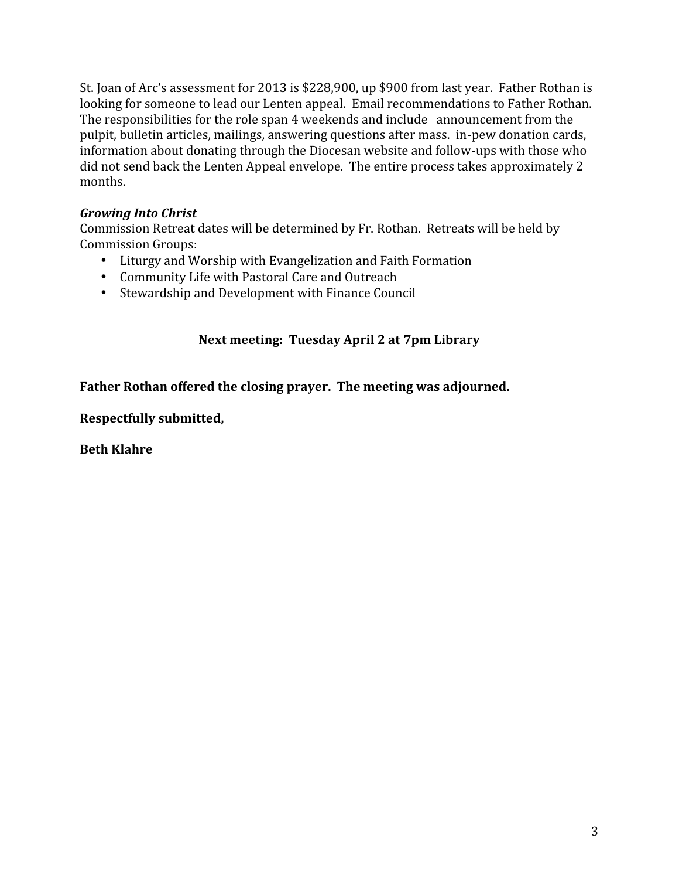St. Joan of Arc's assessment for 2013 is $228,900, up $900 from last year. Father Rothan is looking for someone to lead our Lenten appeal. Email recommendations to Father Rothan. The responsibilities for the role span 4 weekends and include announcement from the pulpit, bulletin articles, mailings, answering questions after mass. in-pew donation cards, information about donating through the Diocesan website and follow-ups with those who did not send back the Lenten Appeal envelope. The entire process takes approximately 2 months.

***Growing Into Christ***

Commission Retreat dates will be determined by Fr. Rothan. Retreats will be held by Commission Groups:

- Liturgy and Worship with Evangelization and Faith Formation
- Community Life with Pastoral Care and Outreach
- Stewardship and Development with Finance Council

**Next meeting: Tuesday April 2 at 7pm Library**

**Father Rothan offered the closing prayer. The meeting was adjourned.**

**Respectfully submitted,**

**Beth Klahre**